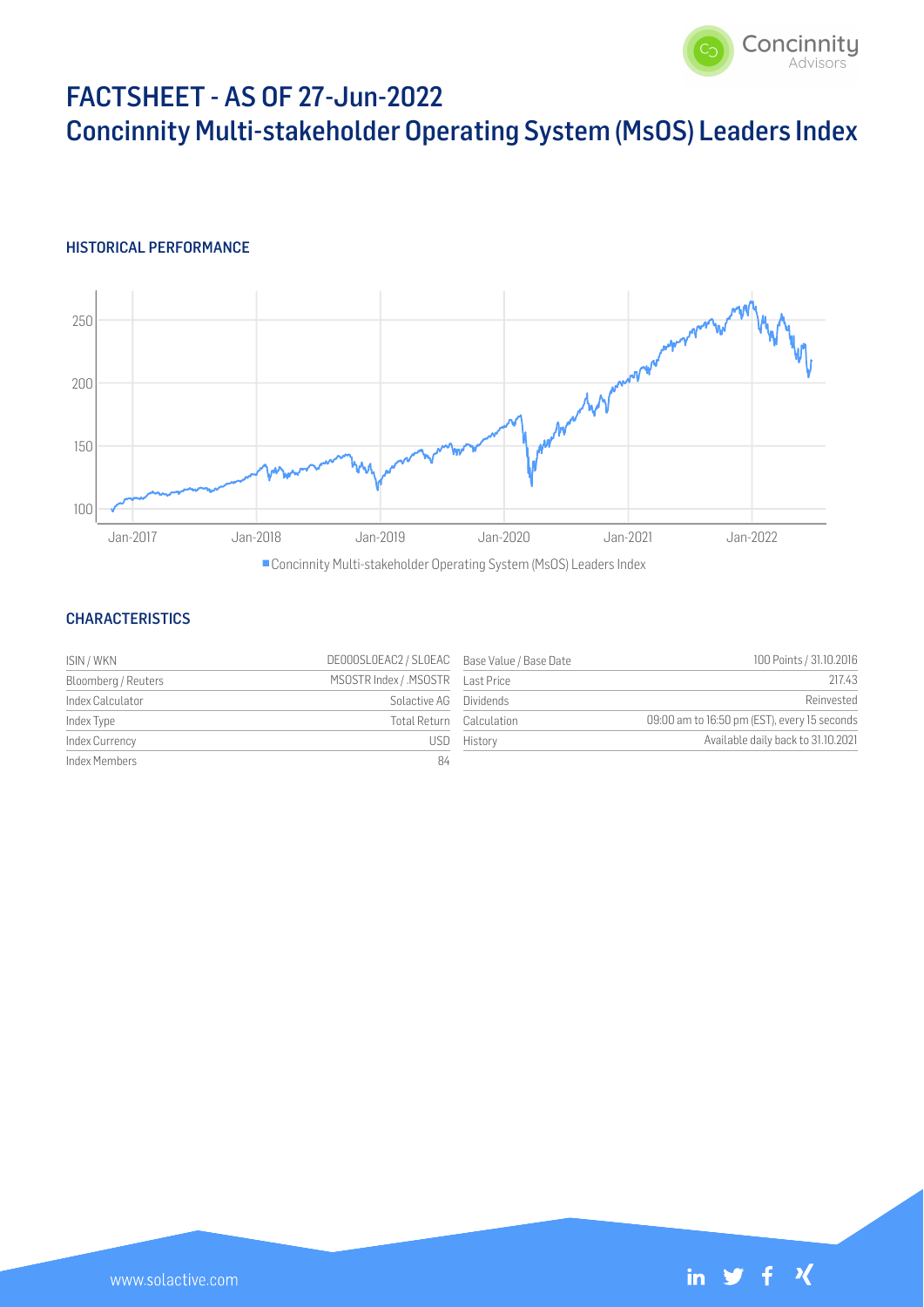# FACTSHEET - AS OF 27-Jun-2022

# Concinnity Multi-stakeholder Operating System (MsOS) Leaders Index

## HISTORICAL PERFORMANCE

## CHARACTERISTICS

| | | | |
|---|---|---|---|
| ISIN / WKN | DE000SL0EAC2 / SL0EAC | Base Value / Base Date | 100 Points / 31.10.2016 |
| Bloomberg / Reuters | MSOSTR Index / .MSOSTR | Last Price | 217.43 |
| Index Calculator | Solactive AG | Dividends | Reinvested |
| Index Type | Total Return | Calculation | 09:00 am to 16:50 pm (EST), every 15 seconds |
| Index Currency | USD | History | Available daily back to 31.10.2021 |
| Index Members | 84 | | |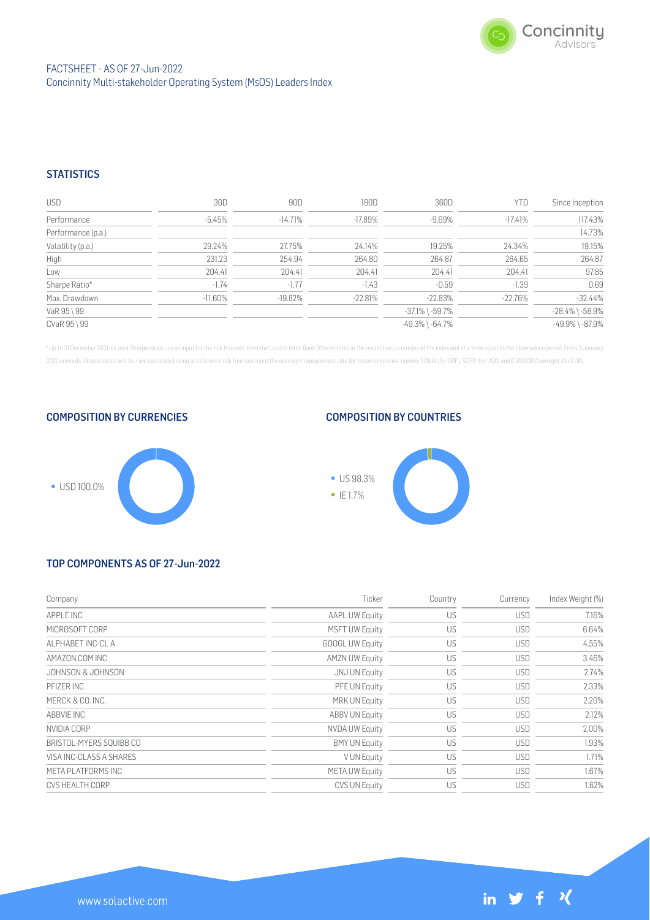FACTSHEET - AS OF 27-Jun-2022
Concinnity Multi-stakeholder Operating System (MsOS) Leaders Index

## STATISTICS

| USD | 30D | 90D | 180D | 360D | YTD | Since Inception |
|---|---|---|---|---|---|---|
| Performance | -5.45% | -14.71% | -17.89% | -9.69% | -17.41% | 117.43% |
| Performance (p.a.) | | | | | | 14.73% |
| Volatility (p.a.) | 29.24% | 27.75% | 24.14% | 19.25% | 24.34% | 19.15% |
| High | 231.23 | 254.94 | 264.80 | 264.87 | 264.65 | 264.87 |
| Low | 204.41 | 204.41 | 204.41 | 204.41 | 204.41 | 97.85 |
| Sharpe Ratio* | -1.74 | -1.77 | -1.43 | -0.59 | -1.39 | 0.69 |
| Max. Drawdown | -11.60% | -19.82% | -22.81% | -22.83% | -22.76% | -32.44% |
| VaR 95 \ 99 | | | | -37.1% \ -59.7% | | -28.4% \ -58.9% |
| CVaR 95 \ 99 | | | | -49.3% \ -64.7% | | -49.9% \ -87.9% |

* Up to 31 December 2021, ex-post Sharpe ratios use as input for the risk free rate term the London Inter-Bank Offered rates in the respective currencies of the index and at a term equal to the observation period. From 3 January 2022 onwards, Sharpe ratios will be / are calculated using as reference risk free rate input the overnight replacement rate for these currencies, namely SONIA (for GBP), SOFR (for USD) and EURIBOR Overnight (for EUR).

## COMPOSITION BY CURRENCIES

- USD 100.0%

## COMPOSITION BY COUNTRIES

- US 98.3%
- IE 1.7%

## TOP COMPONENTS AS OF 27-Jun-2022

| Company | Ticker | Country | Currency | Index Weight (%) |
|---|---|---|---|---|
| APPLE INC | AAPL UW Equity | US | USD | 7.16% |
| MICROSOFT CORP | MSFT UW Equity | US | USD | 6.64% |
| ALPHABET INC-CL A | GOOGL UW Equity | US | USD | 4.55% |
| AMAZON.COM INC | AMZN UW Equity | US | USD | 3.46% |
| JOHNSON & JOHNSON | JNJ UN Equity | US | USD | 2.74% |
| PFIZER INC | PFE UN Equity | US | USD | 2.33% |
| MERCK & CO. INC. | MRK UN Equity | US | USD | 2.20% |
| ABBVIE INC | ABBV UN Equity | US | USD | 2.12% |
| NVIDIA CORP | NVDA UW Equity | US | USD | 2.00% |
| BRISTOL-MYERS SQUIBB CO | BMY UN Equity | US | USD | 1.93% |
| VISA INC-CLASS A SHARES | V UN Equity | US | USD | 1.71% |
| META PLATFORMS INC | META UW Equity | US | USD | 1.67% |
| CVS HEALTH CORP | CVS UN Equity | US | USD | 1.62% |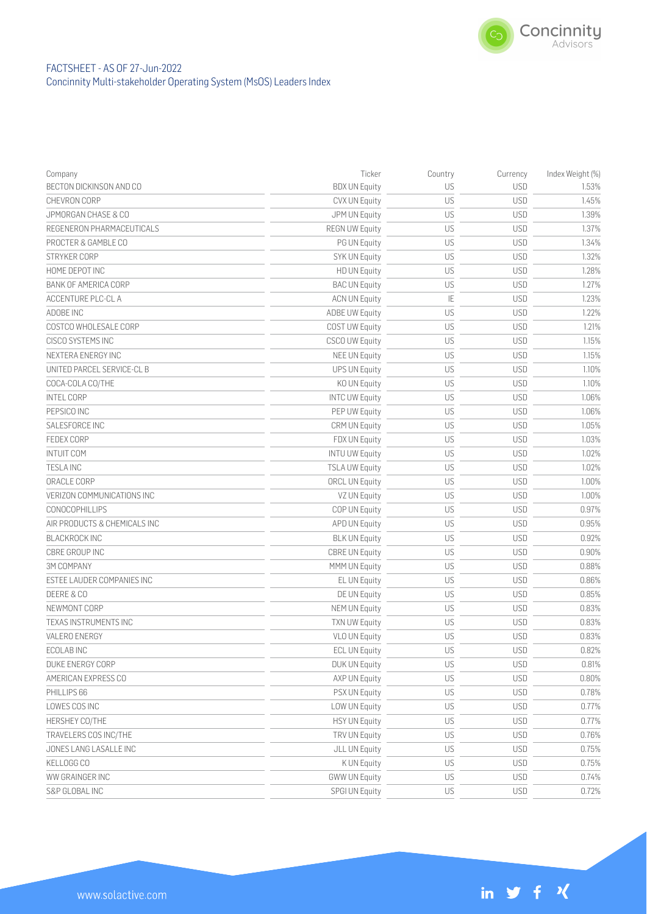FACTSHEET - AS OF 27-Jun-2022
Concinnity Multi-stakeholder Operating System (MsOS) Leaders Index

| Company | Ticker | Country | Currency | Index Weight (%) |
|---|---|---|---|---|
| BECTON DICKINSON AND CO | BDX UN Equity | US | USD | 1.53% |
| CHEVRON CORP | CVX UN Equity | US | USD | 1.45% |
| JPMORGAN CHASE & CO | JPM UN Equity | US | USD | 1.39% |
| REGENERON PHARMACEUTICALS | REGN UW Equity | US | USD | 1.37% |
| PROCTER & GAMBLE CO | PG UN Equity | US | USD | 1.34% |
| STRYKER CORP | SYK UN Equity | US | USD | 1.32% |
| HOME DEPOT INC | HD UN Equity | US | USD | 1.28% |
| BANK OF AMERICA CORP | BAC UN Equity | US | USD | 1.27% |
| ACCENTURE PLC-CL A | ACN UN Equity | IE | USD | 1.23% |
| ADOBE INC | ADBE UW Equity | US | USD | 1.22% |
| COSTCO WHOLESALE CORP | COST UW Equity | US | USD | 1.21% |
| CISCO SYSTEMS INC | CSCO UW Equity | US | USD | 1.15% |
| NEXTERA ENERGY INC | NEE UN Equity | US | USD | 1.15% |
| UNITED PARCEL SERVICE-CL B | UPS UN Equity | US | USD | 1.10% |
| COCA-COLA CO/THE | KO UN Equity | US | USD | 1.10% |
| INTEL CORP | INTC UW Equity | US | USD | 1.06% |
| PEPSICO INC | PEP UW Equity | US | USD | 1.06% |
| SALESFORCE INC | CRM UN Equity | US | USD | 1.05% |
| FEDEX CORP | FDX UN Equity | US | USD | 1.03% |
| INTUIT COM | INTU UW Equity | US | USD | 1.02% |
| TESLA INC | TSLA UW Equity | US | USD | 1.02% |
| ORACLE CORP | ORCL UN Equity | US | USD | 1.00% |
| VERIZON COMMUNICATIONS INC | VZ UN Equity | US | USD | 1.00% |
| CONOCOPHILLIPS | COP UN Equity | US | USD | 0.97% |
| AIR PRODUCTS & CHEMICALS INC | APD UN Equity | US | USD | 0.95% |
| BLACKROCK INC | BLK UN Equity | US | USD | 0.92% |
| CBRE GROUP INC | CBRE UN Equity | US | USD | 0.90% |
| 3M COMPANY | MMM UN Equity | US | USD | 0.88% |
| ESTEE LAUDER COMPANIES INC | EL UN Equity | US | USD | 0.86% |
| DEERE & CO | DE UN Equity | US | USD | 0.85% |
| NEWMONT CORP | NEM UN Equity | US | USD | 0.83% |
| TEXAS INSTRUMENTS INC | TXN UW Equity | US | USD | 0.83% |
| VALERO ENERGY | VLO UN Equity | US | USD | 0.83% |
| ECOLAB INC | ECL UN Equity | US | USD | 0.82% |
| DUKE ENERGY CORP | DUK UN Equity | US | USD | 0.81% |
| AMERICAN EXPRESS CO | AXP UN Equity | US | USD | 0.80% |
| PHILLIPS 66 | PSX UN Equity | US | USD | 0.78% |
| LOWES COS INC | LOW UN Equity | US | USD | 0.77% |
| HERSHEY CO/THE | HSY UN Equity | US | USD | 0.77% |
| TRAVELERS COS INC/THE | TRV UN Equity | US | USD | 0.76% |
| JONES LANG LASALLE INC | JLL UN Equity | US | USD | 0.75% |
| KELLOGG CO | K UN Equity | US | USD | 0.75% |
| WW GRAINGER INC | GWW UN Equity | US | USD | 0.74% |
| S&P GLOBAL INC | SPGI UN Equity | US | USD | 0.72% |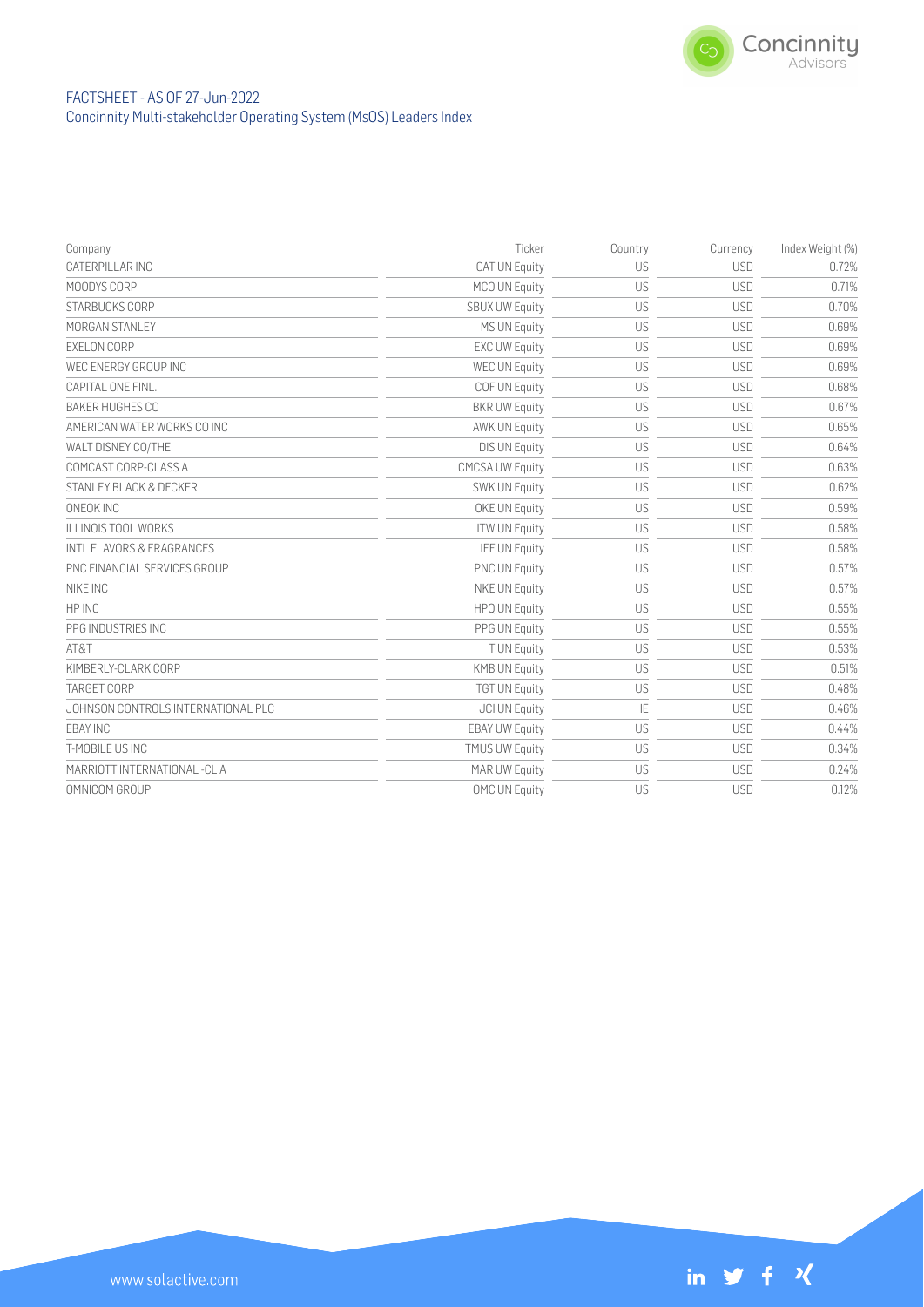| Company | Ticker | Country | Currency | Index Weight (%) |
|---|---|---|---|---|
| CATERPILLAR INC | CAT UN Equity | US | USD | 0.72% |
| MOODYS CORP | MCO UN Equity | US | USD | 0.71% |
| STARBUCKS CORP | SBUX UW Equity | US | USD | 0.70% |
| MORGAN STANLEY | MS UN Equity | US | USD | 0.69% |
| EXELON CORP | EXC UW Equity | US | USD | 0.69% |
| WEC ENERGY GROUP INC | WEC UN Equity | US | USD | 0.69% |
| CAPITAL ONE FINL. | COF UN Equity | US | USD | 0.68% |
| BAKER HUGHES CO | BKR UW Equity | US | USD | 0.67% |
| AMERICAN WATER WORKS CO INC | AWK UN Equity | US | USD | 0.65% |
| WALT DISNEY CO/THE | DIS UN Equity | US | USD | 0.64% |
| COMCAST CORP-CLASS A | CMCSA UW Equity | US | USD | 0.63% |
| STANLEY BLACK & DECKER | SWK UN Equity | US | USD | 0.62% |
| ONEOK INC | OKE UN Equity | US | USD | 0.59% |
| ILLINOIS TOOL WORKS | ITW UN Equity | US | USD | 0.58% |
| INTL FLAVORS & FRAGRANCES | IFF UN Equity | US | USD | 0.58% |
| PNC FINANCIAL SERVICES GROUP | PNC UN Equity | US | USD | 0.57% |
| NIKE INC | NKE UN Equity | US | USD | 0.57% |
| HP INC | HPQ UN Equity | US | USD | 0.55% |
| PPG INDUSTRIES INC | PPG UN Equity | US | USD | 0.55% |
| AT&T | T UN Equity | US | USD | 0.53% |
| KIMBERLY-CLARK CORP | KMB UN Equity | US | USD | 0.51% |
| TARGET CORP | TGT UN Equity | US | USD | 0.48% |
| JOHNSON CONTROLS INTERNATIONAL PLC | JCI UN Equity | IE | USD | 0.46% |
| EBAY INC | EBAY UW Equity | US | USD | 0.44% |
| T-MOBILE US INC | TMUS UW Equity | US | USD | 0.34% |
| MARRIOTT INTERNATIONAL -CL A | MAR UW Equity | US | USD | 0.24% |
| OMNICOM GROUP | OMC UN Equity | US | USD | 0.12% |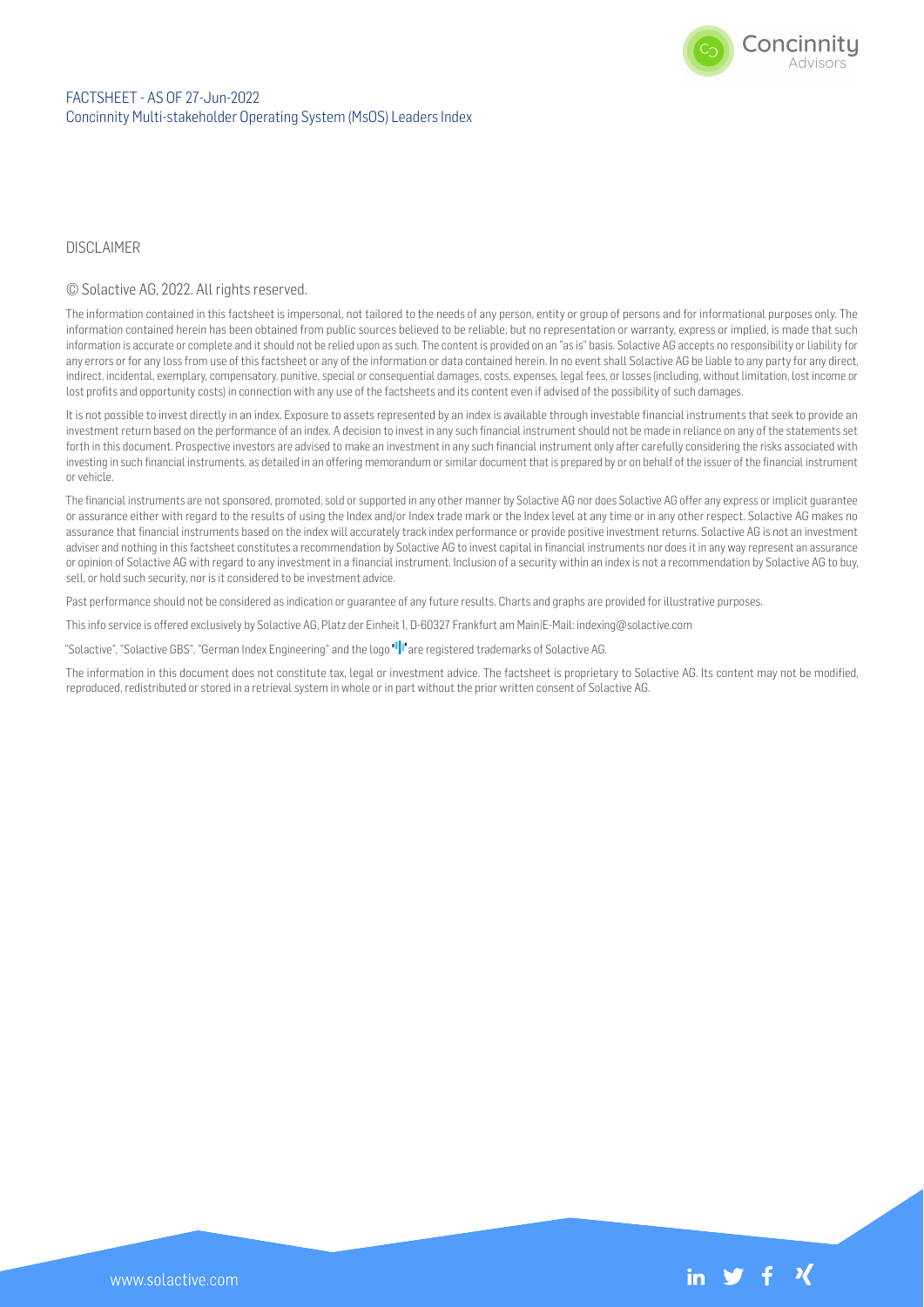## DISCLAIMER

© Solactive AG, 2022. All rights reserved.

The information contained in this factsheet is impersonal, not tailored to the needs of any person, entity or group of persons and for informational purposes only. The information contained herein has been obtained from public sources believed to be reliable, but no representation or warranty, express or implied, is made that such information is accurate or complete and it should not be relied upon as such. The content is provided on an "as is" basis. Solactive AG accepts no responsibility or liability for any errors or for any loss from use of this factsheet or any of the information or data contained herein. In no event shall Solactive AG be liable to any party for any direct, indirect, incidental, exemplary, compensatory, punitive, special or consequential damages, costs, expenses, legal fees, or losses (including, without limitation, lost income or lost profits and opportunity costs) in connection with any use of the factsheets and its content even if advised of the possibility of such damages.

It is not possible to invest directly in an index. Exposure to assets represented by an index is available through investable financial instruments that seek to provide an investment return based on the performance of an index. A decision to invest in any such financial instrument should not be made in reliance on any of the statements set forth in this document. Prospective investors are advised to make an investment in any such financial instrument only after carefully considering the risks associated with investing in such financial instruments, as detailed in an offering memorandum or similar document that is prepared by or on behalf of the issuer of the financial instrument or vehicle.

The financial instruments are not sponsored, promoted, sold or supported in any other manner by Solactive AG nor does Solactive AG offer any express or implicit guarantee or assurance either with regard to the results of using the Index and/or Index trade mark or the Index level at any time or in any other respect. Solactive AG makes no assurance that financial instruments based on the index will accurately track index performance or provide positive investment returns. Solactive AG is not an investment adviser and nothing in this factsheet constitutes a recommendation by Solactive AG to invest capital in financial instruments nor does it in any way represent an assurance or opinion of Solactive AG with regard to any investment in a financial instrument. Inclusion of a security within an index is not a recommendation by Solactive AG to buy, sell, or hold such security, nor is it considered to be investment advice.

Past performance should not be considered as indication or guarantee of any future results. Charts and graphs are provided for illustrative purposes.

This info service is offered exclusively by Solactive AG, Platz der Einheit 1, D-60327 Frankfurt am Main|E-Mail: indexing@solactive.com

"Solactive", "Solactive GBS", "German Index Engineering" and the logo are registered trademarks of Solactive AG.

The information in this document does not constitute tax, legal or investment advice. The factsheet is proprietary to Solactive AG. Its content may not be modified, reproduced, redistributed or stored in a retrieval system in whole or in part without the prior written consent of Solactive AG.